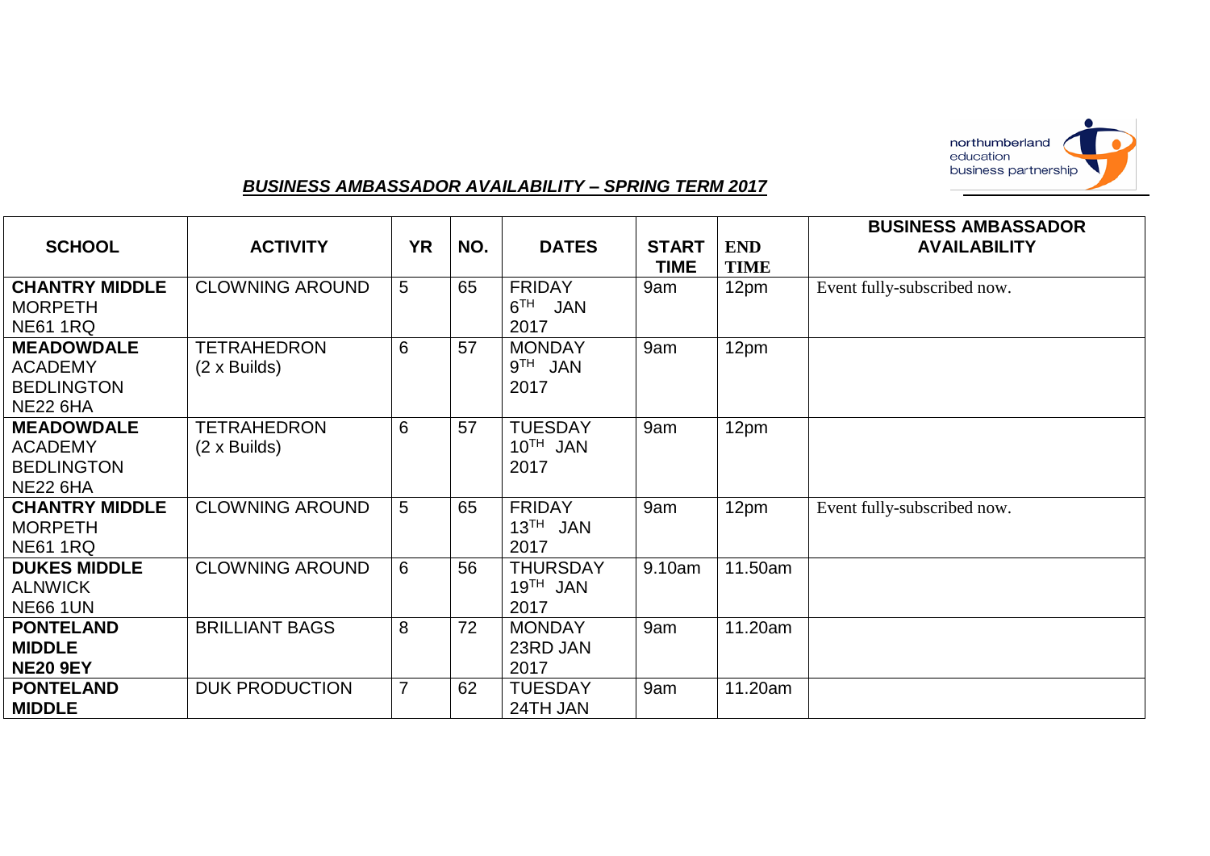northumberland education business partnership

## ***BUSINESS AMBASSADOR AVAILABILITY – SPRING TERM 2017***

| SCHOOL | ACTIVITY | YR | NO. | DATES | START TIME | END TIME | BUSINESS AMBASSADOR AVAILABILITY |
|---|---|---|---|---|---|---|---|
| **CHANTRY MIDDLE** MORPETH NE61 1RQ | CLOWNING AROUND | 5 | 65 | FRIDAY 6TH JAN 2017 | 9am | 12pm | Event fully-subscribed now. |
| **MEADOWDALE** ACADEMY BEDLINGTON NE22 6HA | TETRAHEDRON (2 x Builds) | 6 | 57 | MONDAY 9TH JAN 2017 | 9am | 12pm | |
| **MEADOWDALE** ACADEMY BEDLINGTON NE22 6HA | TETRAHEDRON (2 x Builds) | 6 | 57 | TUESDAY 10TH JAN 2017 | 9am | 12pm | |
| **CHANTRY MIDDLE** MORPETH NE61 1RQ | CLOWNING AROUND | 5 | 65 | FRIDAY 13TH JAN 2017 | 9am | 12pm | Event fully-subscribed now. |
| **DUKES MIDDLE** ALNWICK NE66 1UN | CLOWNING AROUND | 6 | 56 | THURSDAY 19TH JAN 2017 | 9.10am | 11.50am | |
| **PONTELAND MIDDLE NE20 9EY** | BRILLIANT BAGS | 8 | 72 | MONDAY 23RD JAN 2017 | 9am | 11.20am | |
| **PONTELAND MIDDLE** | DUK PRODUCTION | 7 | 62 | TUESDAY 24TH JAN | 9am | 11.20am | |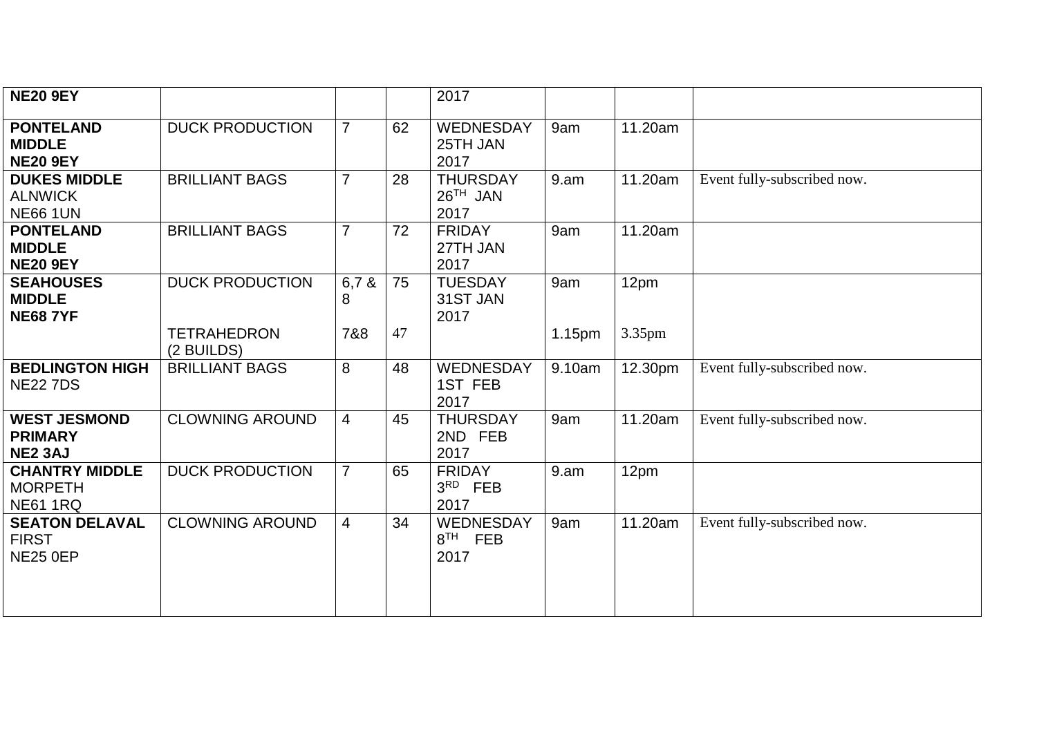| **NE20 9EY** | | | | 2017 | | | |
|---|---|---|---|---|---|---|---|
| **PONTELAND MIDDLE NE20 9EY** | DUCK PRODUCTION | 7 | 62 | WEDNESDAY 25TH JAN 2017 | 9am | 11.20am | |
| **DUKES MIDDLE** ALNWICK NE66 1UN | BRILLIANT BAGS | 7 | 28 | THURSDAY 26TH JAN 2017 | 9.am | 11.20am | Event fully-subscribed now. |
| **PONTELAND MIDDLE NE20 9EY** | BRILLIANT BAGS | 7 | 72 | FRIDAY 27TH JAN 2017 | 9am | 11.20am | |
| **SEAHOUSES MIDDLE NE68 7YF** | DUCK PRODUCTION | 6,7 & 8 | 75 | TUESDAY 31ST JAN 2017 | 9am | 12pm | |
| | TETRAHEDRON (2 BUILDS) | 7&8 | 47 | | 1.15pm | 3.35pm | |
| **BEDLINGTON HIGH** NE22 7DS | BRILLIANT BAGS | 8 | 48 | WEDNESDAY 1ST FEB 2017 | 9.10am | 12.30pm | Event fully-subscribed now. |
| **WEST JESMOND PRIMARY NE2 3AJ** | CLOWNING AROUND | 4 | 45 | THURSDAY 2ND FEB 2017 | 9am | 11.20am | Event fully-subscribed now. |
| **CHANTRY MIDDLE** MORPETH NE61 1RQ | DUCK PRODUCTION | 7 | 65 | FRIDAY 3RD FEB 2017 | 9.am | 12pm | |
| **SEATON DELAVAL** FIRST NE25 0EP | CLOWNING AROUND | 4 | 34 | WEDNESDAY 8TH FEB 2017 | 9am | 11.20am | Event fully-subscribed now. |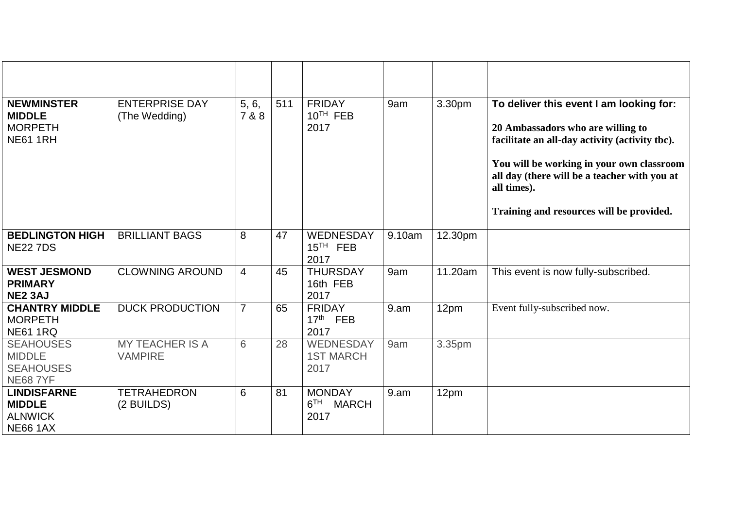| | | | | | | | |
|---|---|---|---|---|---|---|---|
| **NEWMINSTER MIDDLE** MORPETH NE61 1RH | ENTERPRISE DAY (The Wedding) | 5, 6, 7 & 8 | 511 | FRIDAY 10TH FEB 2017 | 9am | 3.30pm | **To deliver this event I am looking for:**<br><br>**20 Ambassadors who are willing to facilitate an all-day activity (activity tbc).**<br><br>**You will be working in your own classroom all day (there will be a teacher with you at all times).**<br><br>**Training and resources will be provided.** |
| **BEDLINGTON HIGH** NE22 7DS | BRILLIANT BAGS | 8 | 47 | WEDNESDAY 15TH FEB 2017 | 9.10am | 12.30pm | |
| **WEST JESMOND PRIMARY NE2 3AJ** | CLOWNING AROUND | 4 | 45 | THURSDAY 16th FEB 2017 | 9am | 11.20am | This event is now fully-subscribed. |
| **CHANTRY MIDDLE** MORPETH NE61 1RQ | DUCK PRODUCTION | 7 | 65 | FRIDAY 17th FEB 2017 | 9.am | 12pm | Event fully-subscribed now. |
| SEAHOUSES MIDDLE SEAHOUSES NE68 7YF | MY TEACHER IS A VAMPIRE | 6 | 28 | WEDNESDAY 1ST MARCH 2017 | 9am | 3.35pm | |
| **LINDISFARNE MIDDLE** ALNWICK NE66 1AX | TETRAHEDRON (2 BUILDS) | 6 | 81 | MONDAY 6TH MARCH 2017 | 9.am | 12pm | |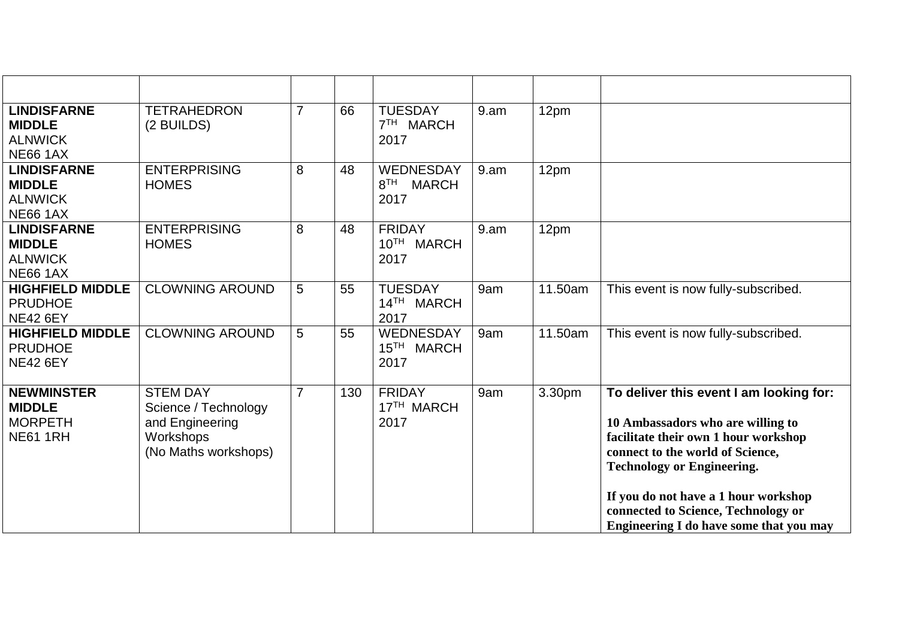| | | | | | | | |
|---|---|---|---|---|---|---|---|
| **LINDISFARNE MIDDLE** ALNWICK NE66 1AX | TETRAHEDRON (2 BUILDS) | 7 | 66 | TUESDAY 7TH MARCH 2017 | 9.am | 12pm | |
| **LINDISFARNE MIDDLE** ALNWICK NE66 1AX | ENTERPRISING HOMES | 8 | 48 | WEDNESDAY 8TH MARCH 2017 | 9.am | 12pm | |
| **LINDISFARNE MIDDLE** ALNWICK NE66 1AX | ENTERPRISING HOMES | 8 | 48 | FRIDAY 10TH MARCH 2017 | 9.am | 12pm | |
| **HIGHFIELD MIDDLE** PRUDHOE NE42 6EY | CLOWNING AROUND | 5 | 55 | TUESDAY 14TH MARCH 2017 | 9am | 11.50am | This event is now fully-subscribed. |
| **HIGHFIELD MIDDLE** PRUDHOE NE42 6EY | CLOWNING AROUND | 5 | 55 | WEDNESDAY 15TH MARCH 2017 | 9am | 11.50am | This event is now fully-subscribed. |
| **NEWMINSTER MIDDLE** MORPETH NE61 1RH | STEM DAY Science / Technology and Engineering Workshops (No Maths workshops) | 7 | 130 | FRIDAY 17TH MARCH 2017 | 9am | 3.30pm | **To deliver this event I am looking for:** **10 Ambassadors who are willing to facilitate their own 1 hour workshop connect to the world of Science, Technology or Engineering.** **If you do not have a 1 hour workshop connected to Science, Technology or Engineering I do have some that you may** |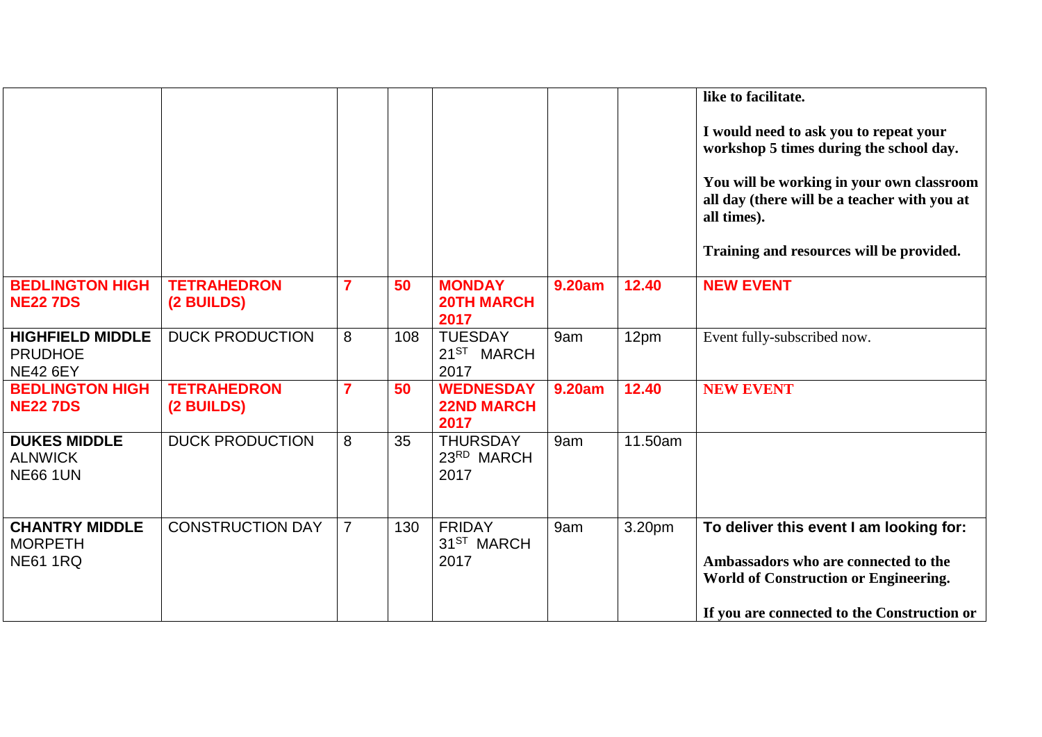| | | | | | | | |
|---|---|---|---|---|---|---|---|
| | | | | | | | **like to facilitate.** **I would need to ask you to repeat your workshop 5 times during the school day.** **You will be working in your own classroom all day (there will be a teacher with you at all times).** **Training and resources will be provided.** |
| **BEDLINGTON HIGH NE22 7DS** | **TETRAHEDRON (2 BUILDS)** | **7** | **50** | **MONDAY 20TH MARCH 2017** | **9.20am** | **12.40** | **NEW EVENT** |
| **HIGHFIELD MIDDLE** PRUDHOE NE42 6EY | DUCK PRODUCTION | 8 | 108 | TUESDAY 21ST MARCH 2017 | 9am | 12pm | Event fully-subscribed now. |
| **BEDLINGTON HIGH NE22 7DS** | **TETRAHEDRON (2 BUILDS)** | **7** | **50** | **WEDNESDAY 22ND MARCH 2017** | **9.20am** | **12.40** | **NEW EVENT** |
| **DUKES MIDDLE** ALNWICK NE66 1UN | DUCK PRODUCTION | 8 | 35 | THURSDAY 23RD MARCH 2017 | 9am | 11.50am | |
| **CHANTRY MIDDLE** MORPETH NE61 1RQ | CONSTRUCTION DAY | 7 | 130 | FRIDAY 31ST MARCH 2017 | 9am | 3.20pm | **To deliver this event I am looking for:** **Ambassadors who are connected to the World of Construction or Engineering.** **If you are connected to the Construction or** |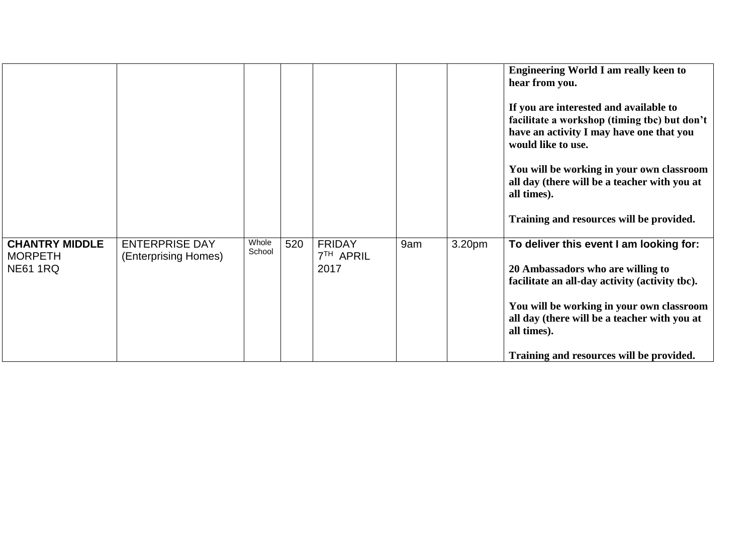| | | | | | | | |
|---|---|---|---|---|---|---|---|
| | | | | | | | **Engineering World I am really keen to hear from you.**<br><br>**If you are interested and available to facilitate a workshop (timing tbc) but don't have an activity I may have one that you would like to use.**<br><br>**You will be working in your own classroom all day (there will be a teacher with you at all times).**<br><br>**Training and resources will be provided.** |
| **CHANTRY MIDDLE** MORPETH NE61 1RQ | ENTERPRISE DAY (Enterprising Homes) | Whole School | 520 | FRIDAY 7TH APRIL 2017 | 9am | 3.20pm | **To deliver this event I am looking for:**<br><br>**20 Ambassadors who are willing to facilitate an all-day activity (activity tbc).**<br><br>**You will be working in your own classroom all day (there will be a teacher with you at all times).**<br><br>**Training and resources will be provided.** |